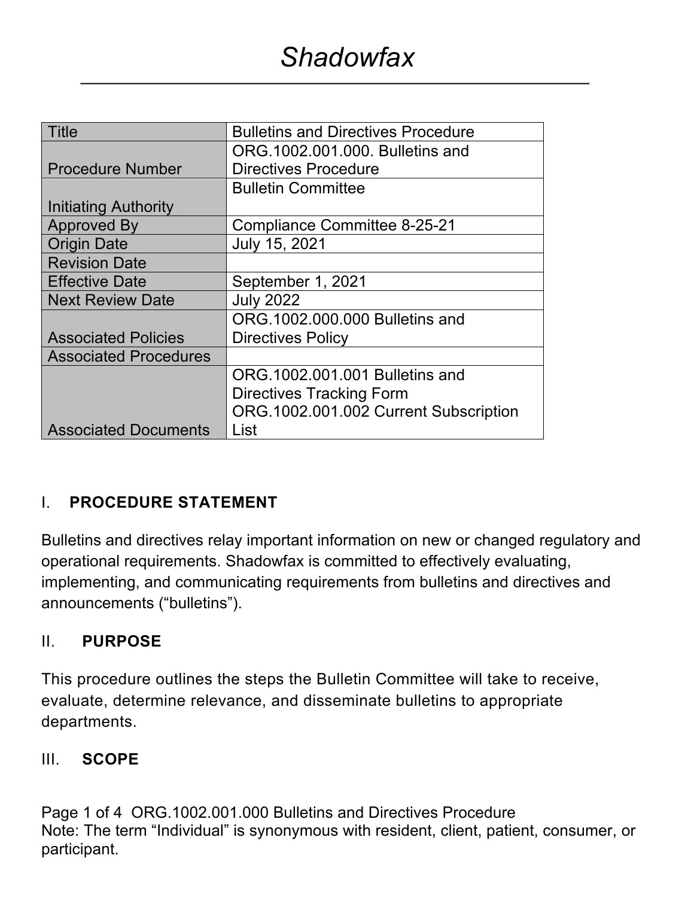# *Shadowfax*

| Title | Bulletins and Directives Procedure |
|---|---|
| Procedure Number | ORG.1002.001.000. Bulletins and Directives Procedure |
| Initiating Authority | Bulletin Committee |
| Approved By | Compliance Committee 8-25-21 |
| Origin Date | July 15, 2021 |
| Revision Date | |
| Effective Date | September 1, 2021 |
| Next Review Date | July 2022 |
| Associated Policies | ORG.1002.000.000 Bulletins and Directives Policy |
| Associated Procedures | |
| Associated Documents | ORG.1002.001.001 Bulletins and Directives Tracking Form<br>ORG.1002.001.002 Current Subscription List |

## I. **PROCEDURE STATEMENT**

Bulletins and directives relay important information on new or changed regulatory and operational requirements. Shadowfax is committed to effectively evaluating, implementing, and communicating requirements from bulletins and directives and announcements ("bulletins").

## II. **PURPOSE**

This procedure outlines the steps the Bulletin Committee will take to receive, evaluate, determine relevance, and disseminate bulletins to appropriate departments.

## III. **SCOPE**

Note: The term "Individual" is synonymous with resident, client, patient, consumer, or participant.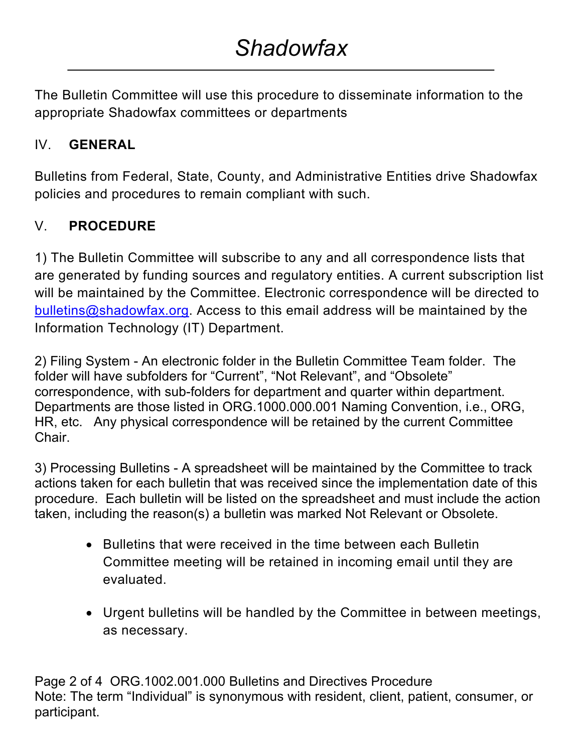The Bulletin Committee will use this procedure to disseminate information to the appropriate Shadowfax committees or departments

## IV. GENERAL

Bulletins from Federal, State, County, and Administrative Entities drive Shadowfax policies and procedures to remain compliant with such.

## V. PROCEDURE

1) The Bulletin Committee will subscribe to any and all correspondence lists that are generated by funding sources and regulatory entities. A current subscription list will be maintained by the Committee. Electronic correspondence will be directed to bulletins@shadowfax.org. Access to this email address will be maintained by the Information Technology (IT) Department.

2) Filing System - An electronic folder in the Bulletin Committee Team folder. The folder will have subfolders for "Current", "Not Relevant", and "Obsolete" correspondence, with sub-folders for department and quarter within department. Departments are those listed in ORG.1000.000.001 Naming Convention, i.e., ORG, HR, etc. Any physical correspondence will be retained by the current Committee Chair.

3) Processing Bulletins - A spreadsheet will be maintained by the Committee to track actions taken for each bulletin that was received since the implementation date of this procedure. Each bulletin will be listed on the spreadsheet and must include the action taken, including the reason(s) a bulletin was marked Not Relevant or Obsolete.

- Bulletins that were received in the time between each Bulletin Committee meeting will be retained in incoming email until they are evaluated.
- Urgent bulletins will be handled by the Committee in between meetings, as necessary.

Note: The term "Individual" is synonymous with resident, client, patient, consumer, or participant.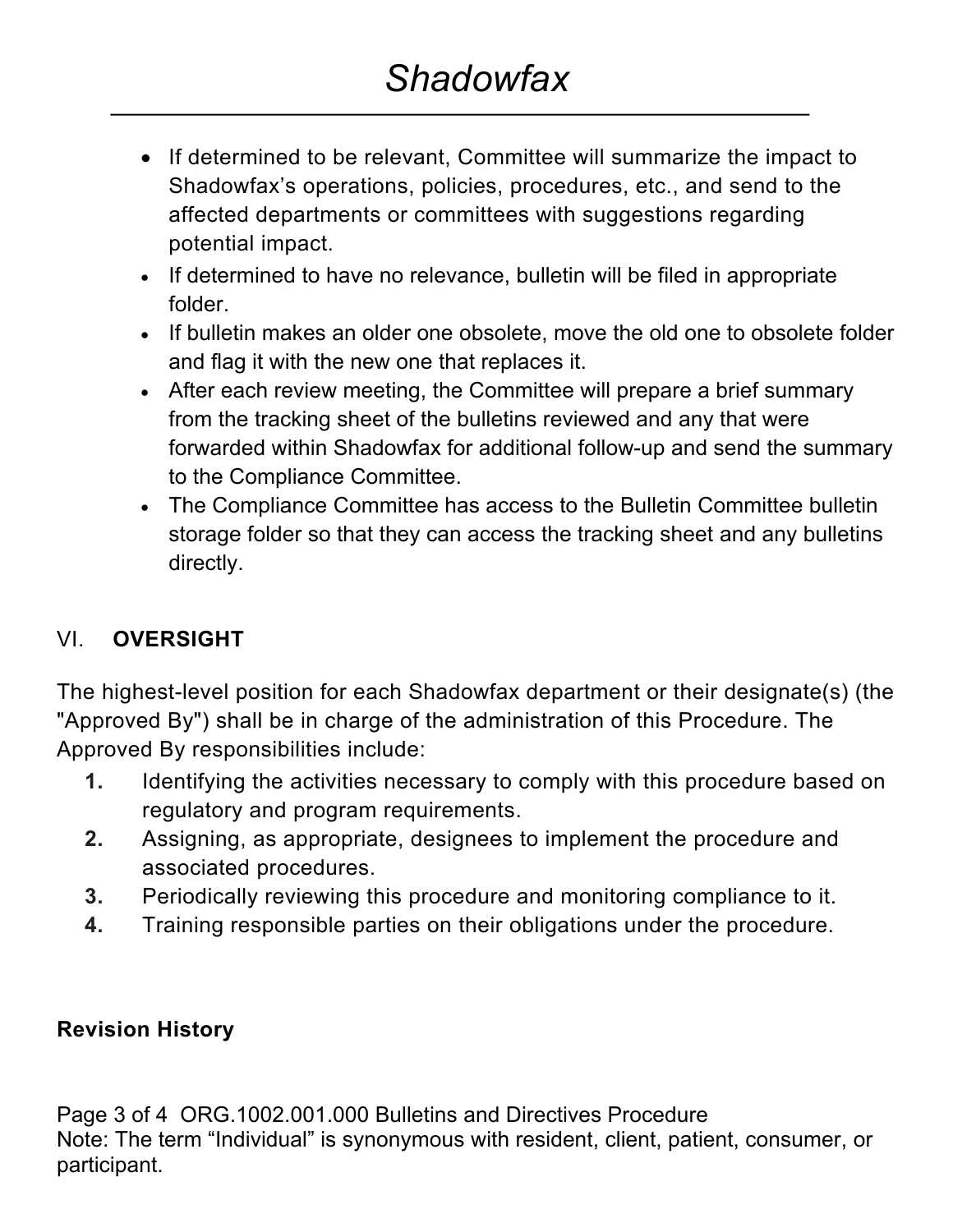- If determined to be relevant, Committee will summarize the impact to Shadowfax's operations, policies, procedures, etc., and send to the affected departments or committees with suggestions regarding potential impact.
- If determined to have no relevance, bulletin will be filed in appropriate folder.
- If bulletin makes an older one obsolete, move the old one to obsolete folder and flag it with the new one that replaces it.
- After each review meeting, the Committee will prepare a brief summary from the tracking sheet of the bulletins reviewed and any that were forwarded within Shadowfax for additional follow-up and send the summary to the Compliance Committee.
- The Compliance Committee has access to the Bulletin Committee bulletin storage folder so that they can access the tracking sheet and any bulletins directly.

## VI. **OVERSIGHT**

The highest-level position for each Shadowfax department or their designate(s) (the "Approved By") shall be in charge of the administration of this Procedure. The Approved By responsibilities include:

1. Identifying the activities necessary to comply with this procedure based on regulatory and program requirements.
2. Assigning, as appropriate, designees to implement the procedure and associated procedures.
3. Periodically reviewing this procedure and monitoring compliance to it.
4. Training responsible parties on their obligations under the procedure.

**Revision History**

Note: The term "Individual" is synonymous with resident, client, patient, consumer, or participant.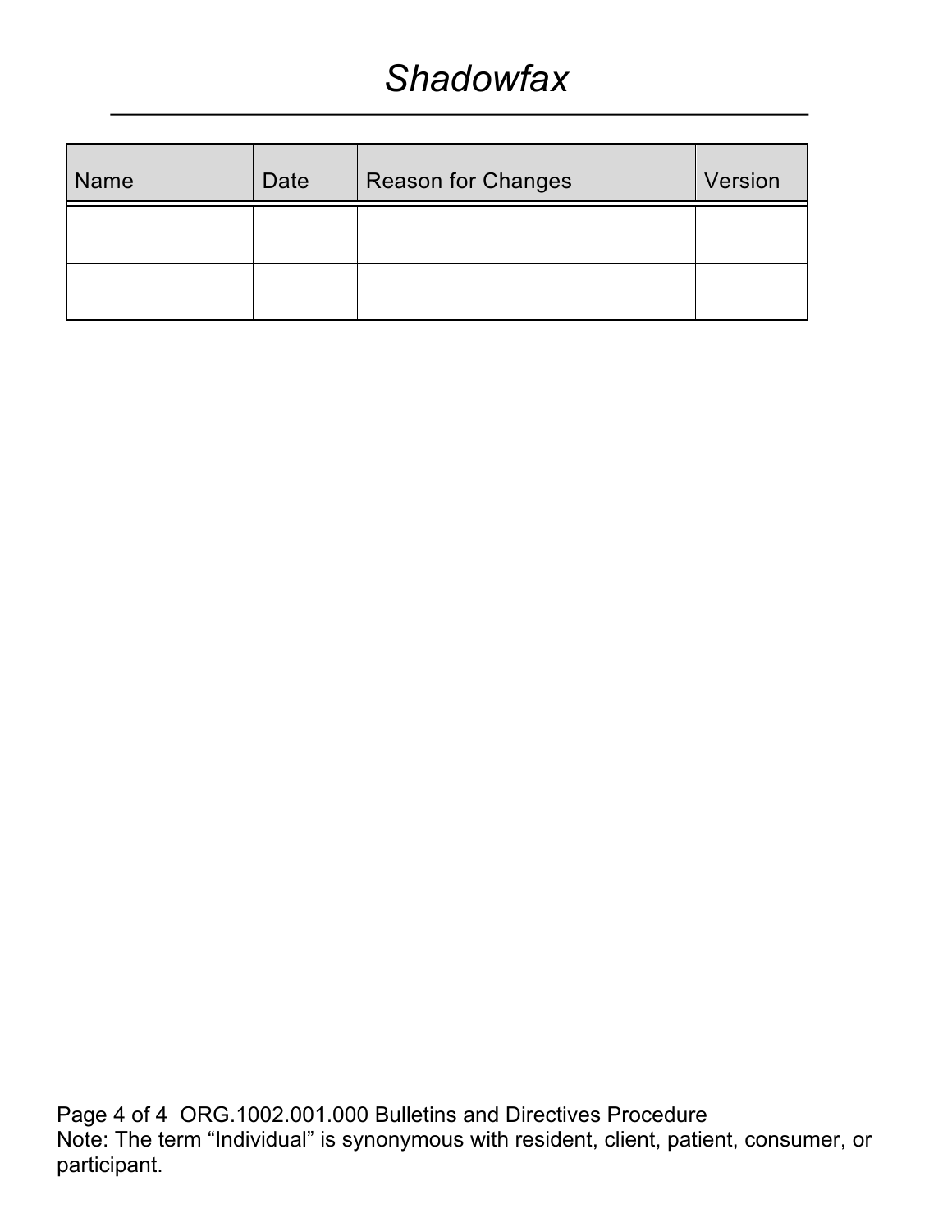| Name | Date | Reason for Changes | Version |
|---|---|---|---|
| | | | |
| | | | |